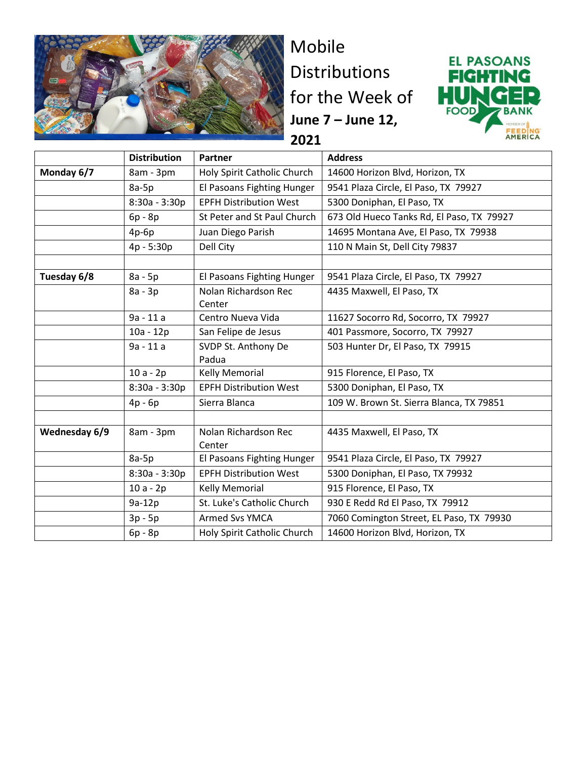# Mobile Distributions for the Week of **June 7 – June 12, 2021**

EL PASOANS FIGHTING HUNGER FOOD BANK

MEMBER OF FEEDING AMERICA

| | Distribution | Partner | Address |
|---|---|---|---|
| **Monday 6/7** | 8am - 3pm | Holy Spirit Catholic Church | 14600 Horizon Blvd, Horizon, TX |
| | 8a-5p | El Pasoans Fighting Hunger | 9541 Plaza Circle, El Paso, TX 79927 |
| | 8:30a - 3:30p | EPFH Distribution West | 5300 Doniphan, El Paso, TX |
| | 6p - 8p | St Peter and St Paul Church | 673 Old Hueco Tanks Rd, El Paso, TX 79927 |
| | 4p-6p | Juan Diego Parish | 14695 Montana Ave, El Paso, TX 79938 |
| | 4p - 5:30p | Dell City | 110 N Main St, Dell City 79837 |
| | | | |
| **Tuesday 6/8** | 8a - 5p | El Pasoans Fighting Hunger | 9541 Plaza Circle, El Paso, TX 79927 |
| | 8a - 3p | Nolan Richardson Rec Center | 4435 Maxwell, El Paso, TX |
| | 9a - 11 a | Centro Nueva Vida | 11627 Socorro Rd, Socorro, TX 79927 |
| | 10a - 12p | San Felipe de Jesus | 401 Passmore, Socorro, TX 79927 |
| | 9a - 11 a | SVDP St. Anthony De Padua | 503 Hunter Dr, El Paso, TX 79915 |
| | 10 a - 2p | Kelly Memorial | 915 Florence, El Paso, TX |
| | 8:30a - 3:30p | EPFH Distribution West | 5300 Doniphan, El Paso, TX |
| | 4p - 6p | Sierra Blanca | 109 W. Brown St. Sierra Blanca, TX 79851 |
| | | | |
| **Wednesday 6/9** | 8am - 3pm | Nolan Richardson Rec Center | 4435 Maxwell, El Paso, TX |
| | 8a-5p | El Pasoans Fighting Hunger | 9541 Plaza Circle, El Paso, TX 79927 |
| | 8:30a - 3:30p | EPFH Distribution West | 5300 Doniphan, El Paso, TX 79932 |
| | 10 a - 2p | Kelly Memorial | 915 Florence, El Paso, TX |
| | 9a-12p | St. Luke's Catholic Church | 930 E Redd Rd El Paso, TX 79912 |
| | 3p - 5p | Armed Svs YMCA | 7060 Comington Street, EL Paso, TX 79930 |
| | 6p - 8p | Holy Spirit Catholic Church | 14600 Horizon Blvd, Horizon, TX |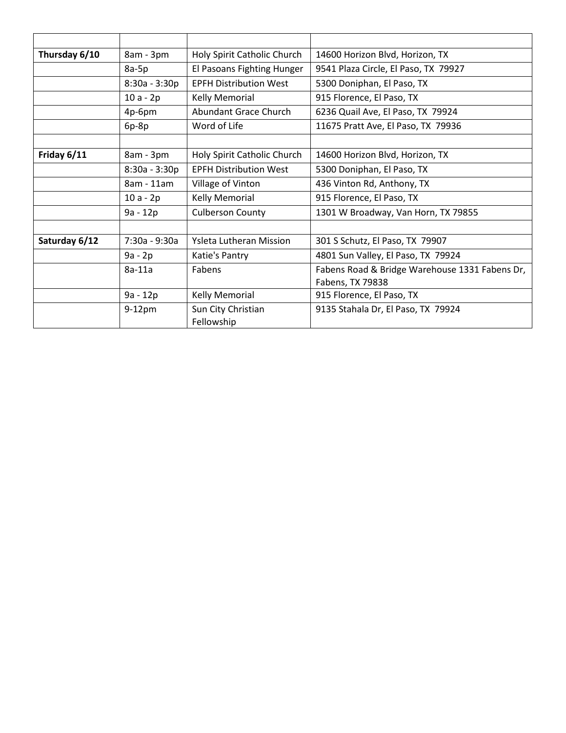| | | | |
|---|---|---|---|
| | | | |
| **Thursday 6/10** | 8am - 3pm | Holy Spirit Catholic Church | 14600 Horizon Blvd, Horizon, TX |
| | 8a-5p | El Pasoans Fighting Hunger | 9541 Plaza Circle, El Paso, TX 79927 |
| | 8:30a - 3:30p | EPFH Distribution West | 5300 Doniphan, El Paso, TX |
| | 10 a - 2p | Kelly Memorial | 915 Florence, El Paso, TX |
| | 4p-6pm | Abundant Grace Church | 6236 Quail Ave, El Paso, TX 79924 |
| | 6p-8p | Word of Life | 11675 Pratt Ave, El Paso, TX 79936 |
| | | | |
| **Friday 6/11** | 8am - 3pm | Holy Spirit Catholic Church | 14600 Horizon Blvd, Horizon, TX |
| | 8:30a - 3:30p | EPFH Distribution West | 5300 Doniphan, El Paso, TX |
| | 8am - 11am | Village of Vinton | 436 Vinton Rd, Anthony, TX |
| | 10 a - 2p | Kelly Memorial | 915 Florence, El Paso, TX |
| | 9a - 12p | Culberson County | 1301 W Broadway, Van Horn, TX 79855 |
| | | | |
| **Saturday 6/12** | 7:30a - 9:30a | Ysleta Lutheran Mission | 301 S Schutz, El Paso, TX 79907 |
| | 9a - 2p | Katie's Pantry | 4801 Sun Valley, El Paso, TX 79924 |
| | 8a-11a | Fabens | Fabens Road & Bridge Warehouse 1331 Fabens Dr, Fabens, TX 79838 |
| | 9a - 12p | Kelly Memorial | 915 Florence, El Paso, TX |
| | 9-12pm | Sun City Christian Fellowship | 9135 Stahala Dr, El Paso, TX 79924 |